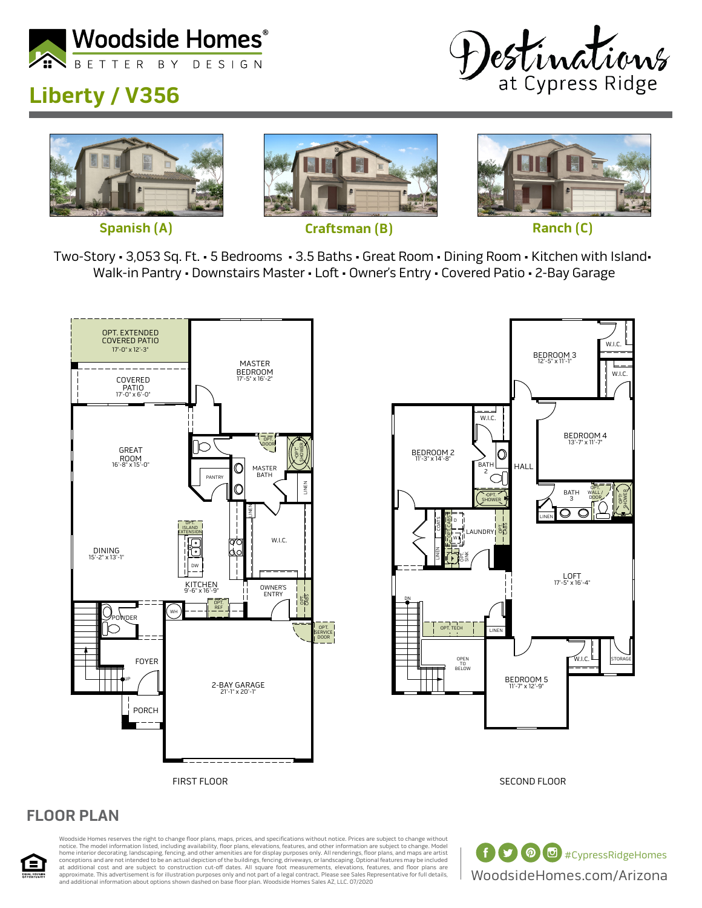Woodside Homes®

BETTER BY DESIGN

# Liberty / V356

Destinations at Cypress Ridge

Spanish (A) Craftsman (B) Ranch (C)

Two-Story • 3,053 Sq. Ft. • 5 Bedrooms • 3.5 Baths • Great Room • Dining Room • Kitchen with Island • Walk-in Pantry • Downstairs Master • Loft • Owner's Entry • Covered Patio • 2-Bay Garage

FIRST FLOOR

- OPT. EXTENDED COVERED PATIO 17'-0" x 12'-3"
- COVERED PATIO 17'-0" x 6'-0"
- MASTER BEDROOM 17'-5" x 16'-2"
- GREAT ROOM 16'-8" x 15'-0"
- DINING 15'-2" x 13'-1"
- KITCHEN 9'-6" x 16'-9"
- MASTER BATH
- PANTRY
- W.I.C.
- OWNER'S ENTRY
- POWDER
- FOYER
- PORCH
- 2-BAY GARAGE 21'-1" x 20'-1"
- OPT. ISLAND EXTENSION, OPT. REF, OPT. DOOR, OPT. SHOWER, OPT. CABS, OPT. SERVICE DOOR, LINEN, DW, WH

SECOND FLOOR

- BEDROOM 2 11'-3" x 14'-8"
- BEDROOM 3 12'-5" x 11'-1"
- BEDROOM 4 13'-7" x 11'-7"
- BEDROOM 5 11'-7" x 12'-9"
- LOFT 17'-5" x 16'-4"
- BATH 2
- BATH 3
- HALL
- LAUNDRY
- OPEN TO BELOW
- W.I.C., LINEN, COATS, STORAGE
- OPT. SHOWER, OPT. WALL / DOOR, OPT. TECH, OPT. CABS, OPT. SINK

## FLOOR PLAN

Woodside Homes reserves the right to change floor plans, maps, prices, and specifications without notice. Prices are subject to change without notice. The model information listed, including availability, floor plans, elevations, features, and other information are subject to change. Model home interior decorating, landscaping, fencing, and other amenities are for display purposes only. All renderings, floor plans, and maps are artist conceptions and are not intended to be an actual depiction of the buildings, fencing, driveways, or landscaping. Optional features may be included at additional cost and are subject to construction cut-off dates. All square foot measurements, elevations, features, and floor plans are approximate. This advertisement is for illustration purposes only and not part of a legal contract. Please see Sales Representative for full details, and additional information about options shown dashed on base floor plan. Woodside Homes Sales AZ, LLC. 07/2020

#CypressRidgeHomes

WoodsideHomes.com/Arizona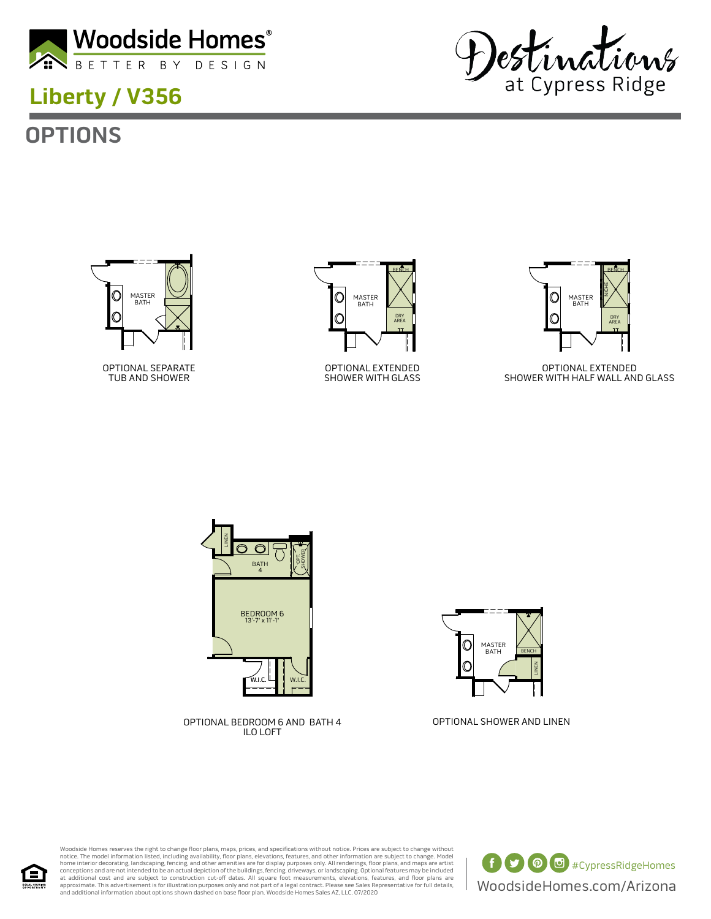Woodside Homes®
BETTER BY DESIGN

# Liberty / V356

Destinations at Cypress Ridge

## OPTIONS

MASTER BATH

OPTIONAL SEPARATE TUB AND SHOWER

MASTER BATH
BENCH
DRY AREA

OPTIONAL EXTENDED SHOWER WITH GLASS

MASTER BATH
BENCH
NICHE
DRY AREA

OPTIONAL EXTENDED SHOWER WITH HALF WALL AND GLASS

LINEN
BATH 4
OPT. SHOWER
BEDROOM 6
13'-7" x 11'-1"
W.I.C.
W.I.C.

OPTIONAL BEDROOM 6 AND BATH 4 ILO LOFT

MASTER BATH
BENCH
LINEN

OPTIONAL SHOWER AND LINEN

Woodside Homes reserves the right to change floor plans, maps, prices, and specifications without notice. Prices are subject to change without notice. The model information listed, including availability, floor plans, elevations, features, and other information are subject to change. Model home interior decorating, landscaping, fencing, and other amenities are for display purposes only. All renderings, floor plans, and maps are artist conceptions and are not intended to be an actual depiction of the buildings, fencing, driveways, or landscaping. Optional features may be included at additional cost and are subject to construction cut-off dates. All square foot measurements, elevations, features, and floor plans are approximate. This advertisement is for illustration purposes only and not part of a legal contract. Please see Sales Representative for full details, and additional information about options shown dashed on base floor plan. Woodside Homes Sales AZ, LLC. 07/2020

#CypressRidgeHomes

WoodsideHomes.com/Arizona